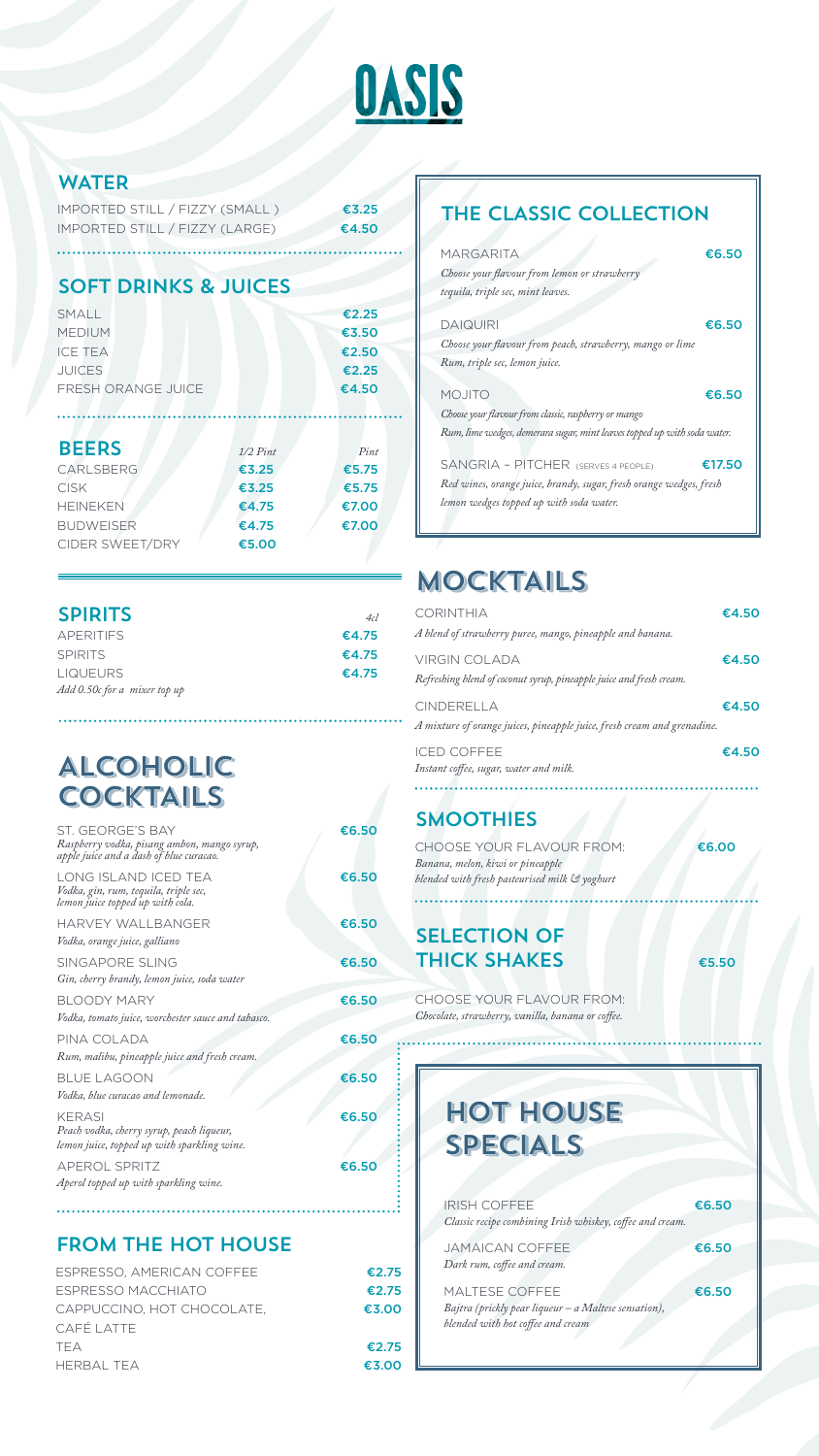# OASIS

## WATER

| | |
|---|---|
| IMPORTED STILL / FIZZY (SMALL ) | €3.25 |
| IMPORTED STILL / FIZZY (LARGE) | €4.50 |

## SOFT DRINKS & JUICES

| | |
|---|---|
| SMALL | €2.25 |
| MEDIUM | €3.50 |
| ICE TEA | €2.50 |
| JUICES | €2.25 |
| FRESH ORANGE JUICE | €4.50 |

## BEERS

| | *1/2 Pint* | *Pint* |
|---|---|---|
| CARLSBERG | €3.25 | €5.75 |
| CISK | €3.25 | €5.75 |
| HEINEKEN | €4.75 | €7.00 |
| BUDWEISER | €4.75 | €7.00 |
| CIDER SWEET/DRY | €5.00 | |

## SPIRITS

| | *4cl* |
|---|---|
| APERITIFS | €4.75 |
| SPIRITS | €4.75 |
| LIQUEURS | €4.75 |

*Add 0.50c for a mixer top up*

## ALCOHOLIC COCKTAILS

ST. GEORGE'S BAY — €6.50
*Raspberry vodka, pisang ambon, mango syrup, apple juice and a dash of blue curacao.*

LONG ISLAND ICED TEA — €6.50
*Vodka, gin, rum, tequila, triple sec, lemon juice topped up with cola.*

HARVEY WALLBANGER — €6.50
*Vodka, orange juice, galliano*

SINGAPORE SLING — €6.50
*Gin, cherry brandy, lemon juice, soda water*

BLOODY MARY — €6.50
*Vodka, tomato juice, worchester sauce and tabasco.*

PINA COLADA — €6.50
*Rum, malibu, pineapple juice and fresh cream.*

BLUE LAGOON — €6.50
*Vodka, blue curacao and lemonade.*

KERASI — €6.50
*Peach vodka, cherry syrup, peach liqueur, lemon juice, topped up with sparkling wine.*

APEROL SPRITZ — €6.50
*Aperol topped up with sparkling wine.*

## FROM THE HOT HOUSE

| | |
|---|---|
| ESPRESSO, AMERICAN COFFEE | €2.75 |
| ESPRESSO MACCHIATO | €2.75 |
| CAPPUCCINO, HOT CHOCOLATE, CAFÉ LATTE | €3.00 |
| TEA | €2.75 |
| HERBAL TEA | €3.00 |

## THE CLASSIC COLLECTION

MARGARITA — €6.50
*Choose your flavour from lemon or strawberry tequila, triple sec, mint leaves.*

DAIQUIRI — €6.50
*Choose your flavour from peach, strawberry, mango or lime Rum, triple sec, lemon juice.*

MOJITO — €6.50
*Choose your flavour from classic, raspberry or mango Rum, lime wedges, demerara sugar, mint leaves topped up with soda water.*

SANGRIA – PITCHER (SERVES 4 PEOPLE) — €17.50
*Red wines, orange juice, brandy, sugar, fresh orange wedges, fresh lemon wedges topped up with soda water.*

## MOCKTAILS

CORINTHIA — €4.50
*A blend of strawberry puree, mango, pineapple and banana.*

VIRGIN COLADA — €4.50
*Refreshing blend of coconut syrup, pineapple juice and fresh cream.*

CINDERELLA — €4.50
*A mixture of orange juices, pineapple juice, fresh cream and grenadine.*

ICED COFFEE — €4.50
*Instant coffee, sugar, water and milk.*

## SMOOTHIES

CHOOSE YOUR FLAVOUR FROM: — €6.00
*Banana, melon, kiwi or pineapple blended with fresh pasteurised milk & yoghurt*

## SELECTION OF THICK SHAKES — €5.50

CHOOSE YOUR FLAVOUR FROM:
*Chocolate, strawberry, vanilla, banana or coffee.*

## HOT HOUSE SPECIALS

IRISH COFFEE — €6.50
*Classic recipe combining Irish whiskey, coffee and cream.*

JAMAICAN COFFEE — €6.50
*Dark rum, coffee and cream.*

MALTESE COFFEE — €6.50
*Bajtra (prickly pear liqueur – a Maltese sensation), blended with hot coffee and cream*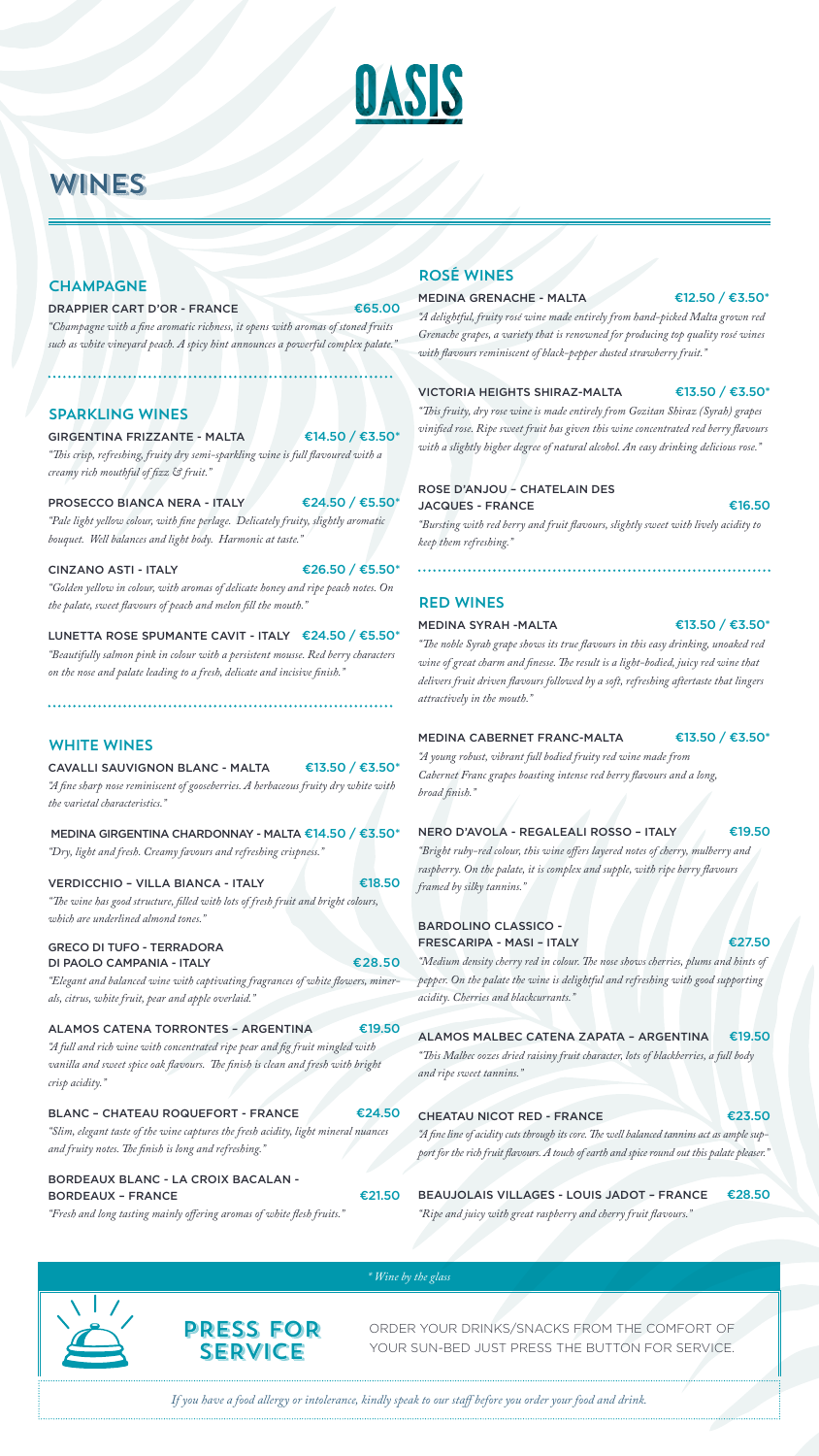# OASIS

# WINES

## CHAMPAGNE

**DRAPPIER CART D'OR - FRANCE** €65.00
*"Champagne with a fine aromatic richness, it opens with aromas of stoned fruits such as white vineyard peach. A spicy hint announces a powerful complex palate."*

## SPARKLING WINES

**GIRGENTINA FRIZZANTE - MALTA** €14.50 / €3.50*
*"This crisp, refreshing, fruity dry semi-sparkling wine is full flavoured with a creamy rich mouthful of fizz & fruit."*

**PROSECCO BIANCA NERA - ITALY** €24.50 / €5.50*
*"Pale light yellow colour, with fine perlage. Delicately fruity, slightly aromatic bouquet. Well balances and light body. Harmonic at taste."*

**CINZANO ASTI - ITALY** €26.50 / €5.50*
*"Golden yellow in colour, with aromas of delicate honey and ripe peach notes. On the palate, sweet flavours of peach and melon fill the mouth."*

**LUNETTA ROSE SPUMANTE CAVIT - ITALY** €24.50 / €5.50*
*"Beautifully salmon pink in colour with a persistent mousse. Red berry characters on the nose and palate leading to a fresh, delicate and incisive finish."*

## WHITE WINES

**CAVALLI SAUVIGNON BLANC - MALTA** €13.50 / €3.50*
*"A fine sharp nose reminiscent of gooseberries. A herbaceous fruity dry white with the varietal characteristics."*

**MEDINA GIRGENTINA CHARDONNAY - MALTA** €14.50 / €3.50*
*"Dry, light and fresh. Creamy favours and refreshing crispness."*

**VERDICCHIO – VILLA BIANCA - ITALY** €18.50
*"The wine has good structure, filled with lots of fresh fruit and bright colours, which are underlined almond tones."*

**GRECO DI TUFO - TERRADORA DI PAOLO CAMPANIA - ITALY** €28.50
*"Elegant and balanced wine with captivating fragrances of white flowers, minerals, citrus, white fruit, pear and apple overlaid."*

**ALAMOS CATENA TORRONTES – ARGENTINA** €19.50
*"A full and rich wine with concentrated ripe pear and fig fruit mingled with vanilla and sweet spice oak flavours. The finish is clean and fresh with bright crisp acidity."*

**BLANC – CHATEAU ROQUEFORT - FRANCE** €24.50
*"Slim, elegant taste of the wine captures the fresh acidity, light mineral nuances and fruity notes. The finish is long and refreshing."*

**BORDEAUX BLANC - LA CROIX BACALAN - BORDEAUX – FRANCE** €21.50
*"Fresh and long tasting mainly offering aromas of white flesh fruits."*

## ROSÉ WINES

**MEDINA GRENACHE - MALTA** €12.50 / €3.50*
*"A delightful, fruity rosé wine made entirely from hand-picked Malta grown red Grenache grapes, a variety that is renowned for producing top quality rosé wines with flavours reminiscent of black-pepper dusted strawberry fruit."*

**VICTORIA HEIGHTS SHIRAZ-MALTA** €13.50 / €3.50*
*"This fruity, dry rose wine is made entirely from Gozitan Shiraz (Syrah) grapes vinified rose. Ripe sweet fruit has given this wine concentrated red berry flavours with a slightly higher degree of natural alcohol. An easy drinking delicious rose."*

**ROSE D'ANJOU – CHATELAIN DES JACQUES - FRANCE** €16.50
*"Bursting with red berry and fruit flavours, slightly sweet with lively acidity to keep them refreshing."*

## RED WINES

**MEDINA SYRAH -MALTA** €13.50 / €3.50*
*"The noble Syrah grape shows its true flavours in this easy drinking, unoaked red wine of great charm and finesse. The result is a light-bodied, juicy red wine that delivers fruit driven flavours followed by a soft, refreshing aftertaste that lingers attractively in the mouth."*

**MEDINA CABERNET FRANC-MALTA** €13.50 / €3.50*
*"A young robust, vibrant full bodied fruity red wine made from Cabernet Franc grapes boasting intense red berry flavours and a long, broad finish."*

**NERO D'AVOLA - REGALEALI ROSSO – ITALY** €19.50
*"Bright ruby-red colour, this wine offers layered notes of cherry, mulberry and raspberry. On the palate, it is complex and supple, with ripe berry flavours framed by silky tannins."*

**BARDOLINO CLASSICO - FRESCARIPA - MASI – ITALY** €27.50
*"Medium density cherry red in colour. The nose shows cherries, plums and hints of pepper. On the palate the wine is delightful and refreshing with good supporting acidity. Cherries and blackcurrants."*

**ALAMOS MALBEC CATENA ZAPATA – ARGENTINA** €19.50
*"This Malbec oozes dried raisiny fruit character, lots of blackberries, a full body and ripe sweet tannins."*

**CHEATAU NICOT RED - FRANCE** €23.50
*"A fine line of acidity cuts through its core. The well balanced tannins act as ample support for the rich fruit flavours. A touch of earth and spice round out this palate pleaser."*

**BEAUJOLAIS VILLAGES - LOUIS JADOT – FRANCE** €28.50
*"Ripe and juicy with great raspberry and cherry fruit flavours."*

*\* Wine by the glass*

**PRESS FOR SERVICE**

ORDER YOUR DRINKS/SNACKS FROM THE COMFORT OF YOUR SUN-BED JUST PRESS THE BUTTON FOR SERVICE.

*If you have a food allergy or intolerance, kindly speak to our staff before you order your food and drink.*